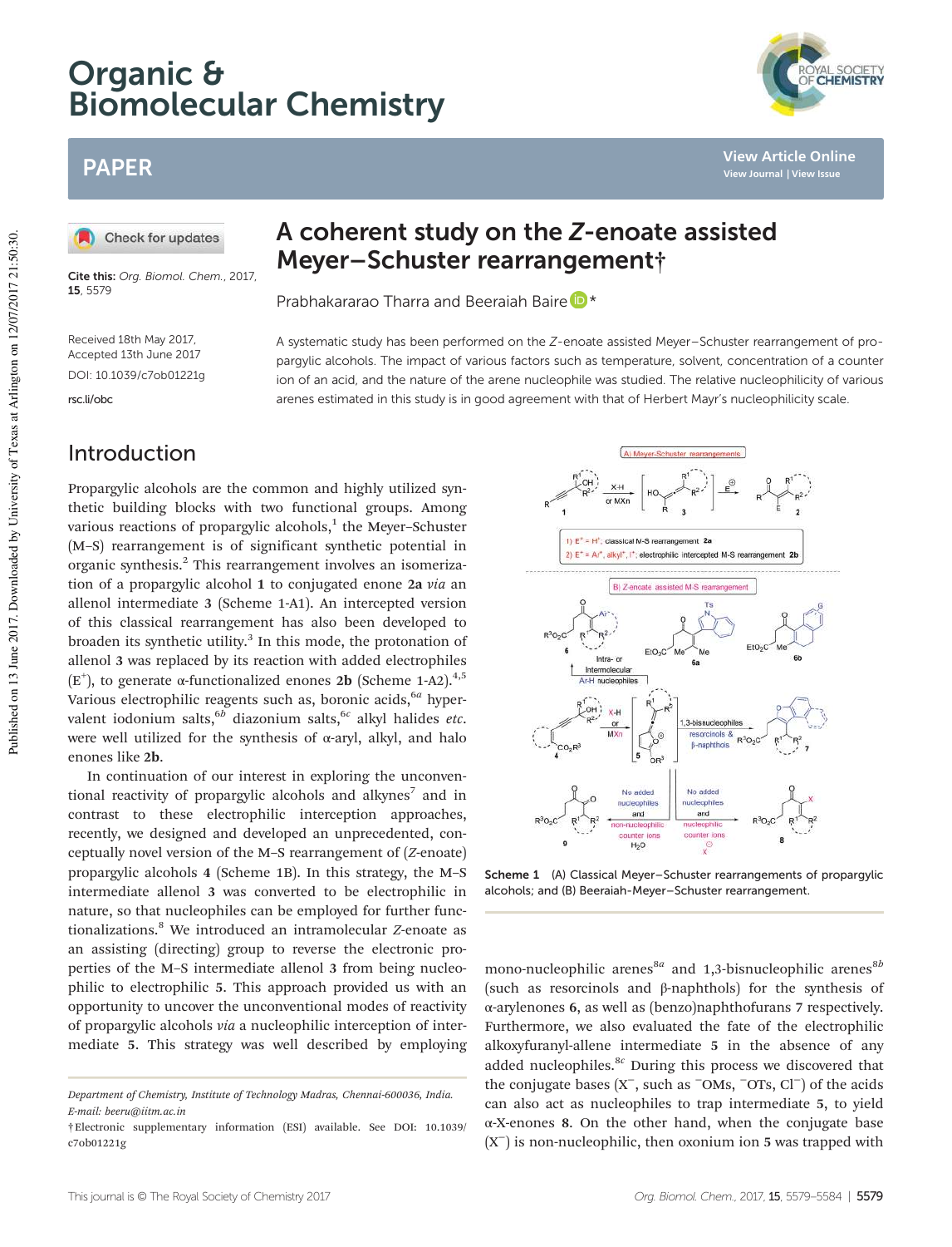# A coherent study on the Z-enoate assisted Meyer–Schuster rearrangement†

Prabhakararao Tharra and Beeraiah Baire*

Cite this: *Org. Biomol. Chem.*, 2017, **15**, 5579

Received 18th May 2017,
Accepted 13th June 2017

DOI: 10.1039/c7ob01221g

rsc.li/obc

A systematic study has been performed on the *Z*-enoate assisted Meyer–Schuster rearrangement of propargylic alcohols. The impact of various factors such as temperature, solvent, concentration of a counter ion of an acid, and the nature of the arene nucleophile was studied. The relative nucleophilicity of various arenes estimated in this study is in good agreement with that of Herbert Mayr's nucleophilicity scale.

## Introduction

Propargylic alcohols are the common and highly utilized synthetic building blocks with two functional groups. Among various reactions of propargylic alcohols,[1] the Meyer–Schuster (M–S) rearrangement is of significant synthetic potential in organic synthesis.[2] This rearrangement involves an isomerization of a propargylic alcohol **1** to conjugated enone **2a** *via* an allenol intermediate **3** (Scheme 1-A1). An intercepted version of this classical rearrangement has also been developed to broaden its synthetic utility.[3] In this mode, the protonation of allenol **3** was replaced by its reaction with added electrophiles ($E^+$), to generate α-functionalized enones **2b** (Scheme 1-A2).[4,5] Various electrophilic reagents such as, boronic acids,[6a] hypervalent iodonium salts,[6b] diazonium salts,[6c] alkyl halides *etc.* were well utilized for the synthesis of α-aryl, alkyl, and halo enones like **2b**.

In continuation of our interest in exploring the unconventional reactivity of propargylic alcohols and alkynes[7] and in contrast to these electrophilic interception approaches, recently, we designed and developed an unprecedented, conceptually novel version of the M–S rearrangement of (*Z*-enoate) propargylic alcohols **4** (Scheme 1B). In this strategy, the M–S intermediate allenol **3** was converted to be electrophilic in nature, so that nucleophiles can be employed for further functionalizations.[8] We introduced an intramolecular *Z*-enoate as an assisting (directing) group to reverse the electronic properties of the M–S intermediate allenol **3** from being nucleophilic to electrophilic **5**. This approach provided us with an opportunity to uncover the unconventional modes of reactivity of propargylic alcohols *via* a nucleophilic interception of intermediate **5**. This strategy was well described by employing mono-nucleophilic arenes[8a] and 1,3-bisnucleophilic arenes[8b] (such as resorcinols and β-naphthols) for the synthesis of α-arylenones **6**, as well as (benzo)naphthofurans **7** respectively. Furthermore, we also evaluated the fate of the electrophilic alkoxyfuranyl-allene intermediate **5** in the absence of any added nucleophiles.[8c] During this process we discovered that the conjugate bases ($X^-$, such as $^-$OMs, $^-$OTs, $Cl^-$) of the acids can also act as nucleophiles to trap intermediate **5**, to yield α-X-enones **8**. On the other hand, when the conjugate base ($X^-$) is non-nucleophilic, then oxonium ion **5** was trapped with

Scheme 1 (A) Classical Meyer–Schuster rearrangements of propargylic alcohols; and (B) Beeraiah-Meyer–Schuster rearrangement.

Department of Chemistry, Institute of Technology Madras, Chennai-600036, India. E-mail: beeru@iitm.ac.in

†Electronic supplementary information (ESI) available. See DOI: 10.1039/c7ob01221g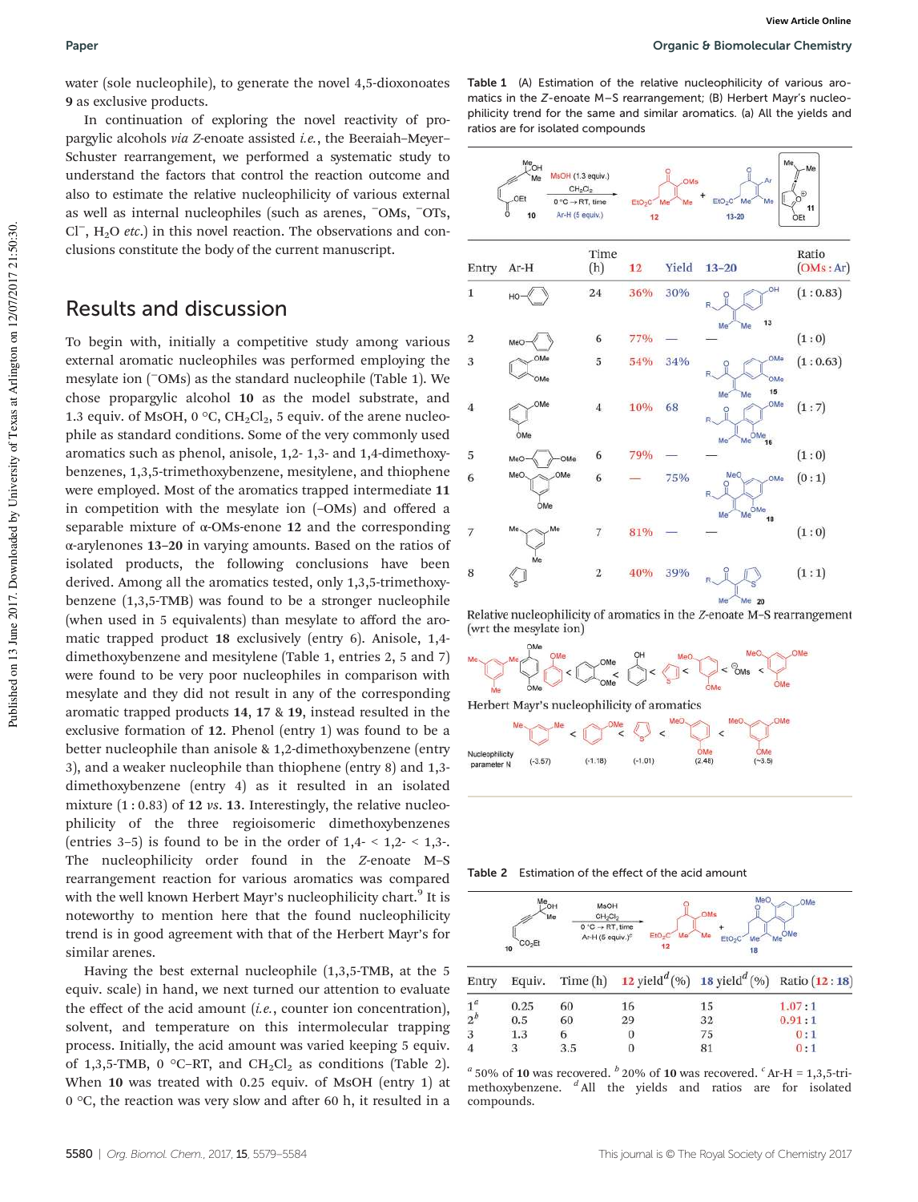water (sole nucleophile), to generate the novel 4,5-dioxonoates **9** as exclusive products.

In continuation of exploring the novel reactivity of propargylic alcohols *via* *Z*-enoate assisted *i.e.*, the Beeraiah–Meyer–Schuster rearrangement, we performed a systematic study to understand the factors that control the reaction outcome and also to estimate the relative nucleophilicity of various external as well as internal nucleophiles (such as arenes, $^{-}$OMs, $^{-}$OTs, $Cl^-$, $H_2O$ *etc.*) in this novel reaction. The observations and conclusions constitute the body of the current manuscript.

## Results and discussion

To begin with, initially a competitive study among various external aromatic nucleophiles was performed employing the mesylate ion ($^{-}$OMs) as the standard nucleophile (Table 1). We chose propargylic alcohol **10** as the model substrate, and 1.3 equiv. of MsOH, 0 °C, $CH_2Cl_2$, 5 equiv. of the arene nucleophile as standard conditions. Some of the very commonly used aromatics such as phenol, anisole, 1,2- 1,3- and 1,4-dimethoxybenzenes, 1,3,5-trimethoxybenzene, mesitylene, and thiophene were employed. Most of the aromatics trapped intermediate **11** in competition with the mesylate ion (–OMs) and offered a separable mixture of α-OMs-enone **12** and the corresponding α-arylenones **13–20** in varying amounts. Based on the ratios of isolated products, the following conclusions have been derived. Among all the aromatics tested, only 1,3,5-trimethoxybenzene (1,3,5-TMB) was found to be a stronger nucleophile (when used in 5 equivalents) than mesylate to afford the aromatic trapped product **18** exclusively (entry 6). Anisole, 1,4-dimethoxybenzene and mesitylene (Table 1, entries 2, 5 and 7) were found to be very poor nucleophiles in comparison with mesylate and they did not result in any of the corresponding aromatic trapped products **14**, **17** & **19**, instead resulted in the exclusive formation of **12**. Phenol (entry 1) was found to be a better nucleophile than anisole & 1,2-dimethoxybenzene (entry 3), and a weaker nucleophile than thiophene (entry 8) and 1,3-dimethoxybenzene (entry 4) as it resulted in an isolated mixture (1 : 0.83) of **12** *vs*. **13**. Interestingly, the relative nucleophilicity of the three regioisomeric dimethoxybenzenes (entries 3–5) is found to be in the order of 1,4- < 1,2- < 1,3-. The nucleophilicity order found in the *Z*-enoate M–S rearrangement reaction for various aromatics was compared with the well known Herbert Mayr's nucleophilicity chart.[9] It is noteworthy to mention here that the found nucleophilicity trend is in good agreement with that of the Herbert Mayr's for similar arenes.

Having the best external nucleophile (1,3,5-TMB, at the 5 equiv. scale) in hand, we next turned our attention to evaluate the effect of the acid amount (*i.e.*, counter ion concentration), solvent, and temperature on this intermolecular trapping process. Initially, the acid amount was varied keeping 5 equiv. of 1,3,5-TMB, 0 °C–RT, and $CH_2Cl_2$ as conditions (Table 2). When **10** was treated with 0.25 equiv. of MsOH (entry 1) at 0 °C, the reaction was very slow and after 60 h, it resulted in a

**Table 1** (A) Estimation of the relative nucleophilicity of various aromatics in the *Z*-enoate M–S rearrangement; (B) Herbert Mayr's nucleophilicity trend for the same and similar aromatics. (a) All the yields and ratios are for isolated compounds

Reaction conditions: **10**, MsOH (1.3 equiv.), $CH_2Cl_2$, 0 °C → RT, time, Ar-H (5 equiv.) → **12** + **13–20** (via intermediate **11**)

| Entry | Ar-H | Time (h) | 12 | Yield 13–20 | | Ratio (OMs : Ar) |
|---|---|---|---|---|---|---|
| 1 | Phenol | 24 | 36% | 30% | **13** | (1 : 0.83) |
| 2 | Anisole | 6 | 77% | — | — | (1 : 0) |
| 3 | 1,2-Dimethoxybenzene | 5 | 54% | 34% | **15** | (1 : 0.63) |
| 4 | 1,3-Dimethoxybenzene | 4 | 10% | 68 | **16** | (1 : 7) |
| 5 | 1,4-Dimethoxybenzene | 6 | 79% | — | — | (1 : 0) |
| 6 | 1,3,5-Trimethoxybenzene | 6 | — | 75% | **18** | (0 : 1) |
| 7 | Mesitylene | 7 | 81% | — | — | (1 : 0) |
| 8 | Thiophene | 2 | 40% | 39% | **20** | (1 : 1) |

Relative nucleophilicity of aromatics in the *Z*-enoate M–S rearrangement (wrt the mesylate ion)

Mesitylene < 1,4-dimethoxybenzene < anisole < 1,2-dimethoxybenzene < phenol < thiophene < 1,3-dimethoxybenzene < $^{\ominus}$OMs < 1,3,5-trimethoxybenzene

Herbert Mayr's nucleophilicity of aromatics

| | Mesitylene | < Anisole | < Thiophene | < 1,3-Dimethoxybenzene | < 1,3,5-Trimethoxybenzene |
|---|---|---|---|---|---|
| Nucleophilicity parameter N | (-3.57) | (-1.18) | (-1.01) | (2.48) | (~3.5) |

**Table 2** Estimation of the effect of the acid amount

Reaction conditions: **10**, MsOH, $CH_2Cl_2$, 0 °C → RT, time, Ar-H (5 equiv.)[c] → **12** + **18**

| Entry | Equiv. | Time (h) | 12 yield[d] (%) | 18 yield[d] (%) | Ratio (12 : 18) |
|---|---|---|---|---|---|
| 1[a] | 0.25 | 60 | 16 | 15 | 1.07 : 1 |
| 2[b] | 0.5 | 60 | 29 | 32 | 0.91 : 1 |
| 3 | 1.3 | 6 | 0 | 75 | 0 : 1 |
| 4 | 3 | 3.5 | 0 | 81 | 0 : 1 |

[a] 50% of **10** was recovered. [b] 20% of **10** was recovered. [c] Ar-H = 1,3,5-trimethoxybenzene. [d] All the yields and ratios are for isolated compounds.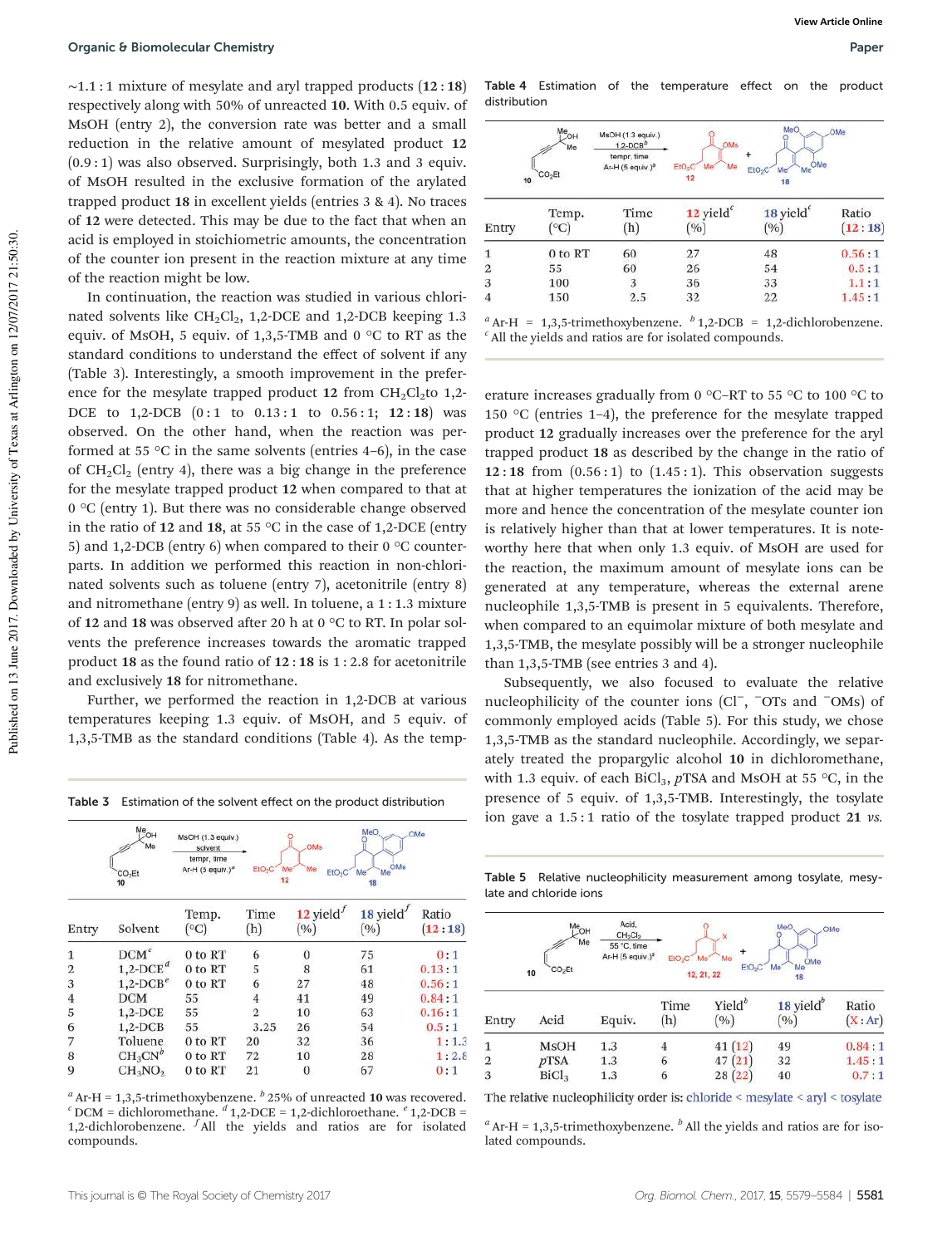~1.1 : 1 mixture of mesylate and aryl trapped products (**12** : **18**) respectively along with 50% of unreacted **10**. With 0.5 equiv. of MsOH (entry 2), the conversion rate was better and a small reduction in the relative amount of mesylated product **12** (0.9 : 1) was also observed. Surprisingly, both 1.3 and 3 equiv. of MsOH resulted in the exclusive formation of the arylated trapped product **18** in excellent yields (entries 3 & 4). No traces of **12** were detected. This may be due to the fact that when an acid is employed in stoichiometric amounts, the concentration of the counter ion present in the reaction mixture at any time of the reaction might be low.

In continuation, the reaction was studied in various chlorinated solvents like $CH_2Cl_2$, 1,2-DCE and 1,2-DCB keeping 1.3 equiv. of MsOH, 5 equiv. of 1,3,5-TMB and 0 °C to RT as the standard conditions to understand the effect of solvent if any (Table 3). Interestingly, a smooth improvement in the preference for the mesylate trapped product **12** from $CH_2Cl_2$ to 1,2-DCE to 1,2-DCB (0 : 1 to 0.13 : 1 to 0.56 : 1; **12** : **18**) was observed. On the other hand, when the reaction was performed at 55 °C in the same solvents (entries 4–6), in the case of $CH_2Cl_2$ (entry 4), there was a big change in the preference for the mesylate trapped product **12** when compared to that at 0 °C (entry 1). But there was no considerable change observed in the ratio of **12** and **18**, at 55 °C in the case of 1,2-DCE (entry 5) and 1,2-DCB (entry 6) when compared to their 0 °C counterparts. In addition we performed this reaction in non-chlorinated solvents such as toluene (entry 7), acetonitrile (entry 8) and nitromethane (entry 9) as well. In toluene, a 1 : 1.3 mixture of **12** and **18** was observed after 20 h at 0 °C to RT. In polar solvents the preference increases towards the aromatic trapped product **18** as the found ratio of **12** : **18** is 1 : 2.8 for acetonitrile and exclusively **18** for nitromethane.

Further, we performed the reaction in 1,2-DCB at various temperatures keeping 1.3 equiv. of MsOH, and 5 equiv. of 1,3,5-TMB as the standard conditions (Table 4). As the temperature increases gradually from 0 °C–RT to 55 °C to 100 °C to 150 °C (entries 1–4), the preference for the mesylate trapped product **12** gradually increases over the preference for the aryl trapped product **18** as described by the change in the ratio of **12** : **18** from (0.56 : 1) to (1.45 : 1). This observation suggests that at higher temperatures the ionization of the acid may be more and hence the concentration of the mesylate counter ion is relatively higher than that at lower temperatures. It is noteworthy here that when only 1.3 equiv. of MsOH are used for the reaction, the maximum amount of mesylate ions can be generated at any temperature, whereas the external arene nucleophile 1,3,5-TMB is present in 5 equivalents. Therefore, when compared to an equimolar mixture of both mesylate and 1,3,5-TMB, the mesylate possibly will be a stronger nucleophile than 1,3,5-TMB (see entries 3 and 4).

Subsequently, we also focused to evaluate the relative nucleophilicity of the counter ions ($Cl^-$, $^-OTs$ and $^-OMs$) of commonly employed acids (Table 5). For this study, we chose 1,3,5-TMB as the standard nucleophile. Accordingly, we separately treated the propargylic alcohol **10** in dichloromethane, with 1.3 equiv. of each $BiCl_3$, *p*TSA and MsOH at 55 °C, in the presence of 5 equiv. of 1,3,5-TMB. Interestingly, the tosylate ion gave a 1.5 : 1 ratio of the tosylate trapped product **21** *vs.*

Table 3 Estimation of the solvent effect on the product distribution

(Scheme: **10** → MsOH (1.3 equiv.), solvent, tempr, time, Ar-H (5 equiv.)[a] → **12** + **18**)

| Entry | Solvent | Temp. (°C) | Time (h) | **12** yield[f] (%) | **18** yield[f] (%) | Ratio (**12** : **18**) |
|---|---|---|---|---|---|---|
| 1 | DCM[c] | 0 to RT | 6 | 0 | 75 | 0 : 1 |
| 2 | 1,2-DCE[d] | 0 to RT | 5 | 8 | 61 | 0.13 : 1 |
| 3 | 1,2-DCB[e] | 0 to RT | 6 | 27 | 48 | 0.56 : 1 |
| 4 | DCM | 55 | 4 | 41 | 49 | 0.84 : 1 |
| 5 | 1,2-DCE | 55 | 2 | 10 | 63 | 0.16 : 1 |
| 6 | 1,2-DCB | 55 | 3.25 | 26 | 54 | 0.5 : 1 |
| 7 | Toluene | 0 to RT | 20 | 32 | 36 | 1 : 1.3 |
| 8 | $CH_3CN$[b] | 0 to RT | 72 | 10 | 28 | 1 : 2.8 |
| 9 | $CH_3NO_2$ | 0 to RT | 21 | 0 | 67 | 0 : 1 |

[a] Ar-H = 1,3,5-trimethoxybenzene. [b] 25% of unreacted **10** was recovered. [c] DCM = dichloromethane. [d] 1,2-DCE = 1,2-dichloroethane. [e] 1,2-DCB = 1,2-dichlorobenzene. [f] All the yields and ratios are for isolated compounds.

Table 4 Estimation of the temperature effect on the product distribution

(Scheme: **10** → MsOH (1.3 equiv.), 1,2-DCB[b], tempr, time, Ar-H (5 equiv.)[a] → **12** + **18**)

| Entry | Temp. (°C) | Time (h) | **12** yield[c] (%) | **18** yield[c] (%) | Ratio (**12** : **18**) |
|---|---|---|---|---|---|
| 1 | 0 to RT | 60 | 27 | 48 | 0.56 : 1 |
| 2 | 55 | 60 | 26 | 54 | 0.5 : 1 |
| 3 | 100 | 3 | 36 | 33 | 1.1 : 1 |
| 4 | 150 | 2.5 | 32 | 22 | 1.45 : 1 |

[a] Ar-H = 1,3,5-trimethoxybenzene. [b] 1,2-DCB = 1,2-dichlorobenzene. [c] All the yields and ratios are for isolated compounds.

Table 5 Relative nucleophilicity measurement among tosylate, mesylate and chloride ions

(Scheme: **10** → Acid, $CH_2Cl_2$, 55 °C, time, Ar-H (5 equiv.)[a] → **12, 21, 22** + **18**)

| Entry | Acid | Equiv. | Time (h) | Yield[b] (%) | **18** yield[b] (%) | Ratio (X : Ar) |
|---|---|---|---|---|---|---|
| 1 | MsOH | 1.3 | 4 | 41 (**12**) | 49 | 0.84 : 1 |
| 2 | *p*TSA | 1.3 | 6 | 47 (**21**) | 32 | 1.45 : 1 |
| 3 | $BiCl_3$ | 1.3 | 6 | 28 (**22**) | 40 | 0.7 : 1 |

The relative nucleophilicity order is: chloride < mesylate < aryl < tosylate

[a] Ar-H = 1,3,5-trimethoxybenzene. [b] All the yields and ratios are for isolated compounds.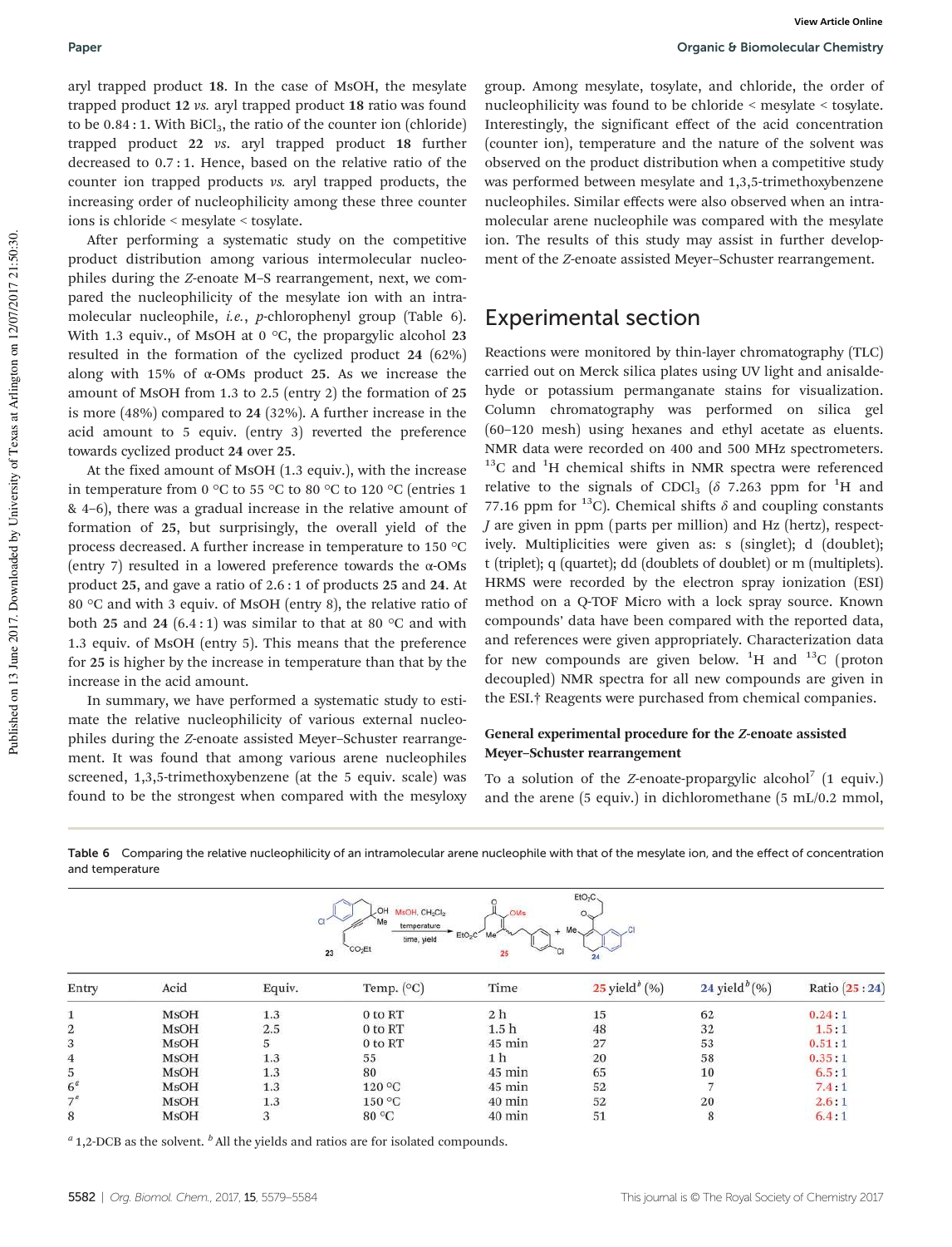aryl trapped product **18**. In the case of MsOH, the mesylate trapped product **12** *vs.* aryl trapped product **18** ratio was found to be 0.84 : 1. With $BiCl_3$, the ratio of the counter ion (chloride) trapped product **22** *vs.* aryl trapped product **18** further decreased to 0.7 : 1. Hence, based on the relative ratio of the counter ion trapped products *vs.* aryl trapped products, the increasing order of nucleophilicity among these three counter ions is chloride < mesylate < tosylate.

After performing a systematic study on the competitive product distribution among various intermolecular nucleophiles during the *Z*-enoate M–S rearrangement, next, we compared the nucleophilicity of the mesylate ion with an intramolecular nucleophile, *i.e.*, *p*-chlorophenyl group (Table 6). With 1.3 equiv., of MsOH at 0 °C, the propargylic alcohol **23** resulted in the formation of the cyclized product **24** (62%) along with 15% of α-OMs product **25**. As we increase the amount of MsOH from 1.3 to 2.5 (entry 2) the formation of **25** is more (48%) compared to **24** (32%). A further increase in the acid amount to 5 equiv. (entry 3) reverted the preference towards cyclized product **24** over **25**.

At the fixed amount of MsOH (1.3 equiv.), with the increase in temperature from 0 °C to 55 °C to 80 °C to 120 °C (entries 1 & 4–6), there was a gradual increase in the relative amount of formation of **25**, but surprisingly, the overall yield of the process decreased. A further increase in temperature to 150 °C (entry 7) resulted in a lowered preference towards the α-OMs product **25**, and gave a ratio of 2.6 : 1 of products **25** and **24**. At 80 °C and with 3 equiv. of MsOH (entry 8), the relative ratio of both **25** and **24** (6.4 : 1) was similar to that at 80 °C and with 1.3 equiv. of MsOH (entry 5). This means that the preference for **25** is higher by the increase in temperature than that by the increase in the acid amount.

In summary, we have performed a systematic study to estimate the relative nucleophilicity of various external nucleophiles during the *Z*-enoate assisted Meyer–Schuster rearrangement. It was found that among various arene nucleophiles screened, 1,3,5-trimethoxybenzene (at the 5 equiv. scale) was found to be the strongest when compared with the mesyloxy group. Among mesylate, tosylate, and chloride, the order of nucleophilicity was found to be chloride < mesylate < tosylate. Interestingly, the significant effect of the acid concentration (counter ion), temperature and the nature of the solvent was observed on the product distribution when a competitive study was performed between mesylate and 1,3,5-trimethoxybenzene nucleophiles. Similar effects were also observed when an intramolecular arene nucleophile was compared with the mesylate ion. The results of this study may assist in further development of the *Z*-enoate assisted Meyer–Schuster rearrangement.

## Experimental section

Reactions were monitored by thin-layer chromatography (TLC) carried out on Merck silica plates using UV light and anisaldehyde or potassium permanganate stains for visualization. Column chromatography was performed on silica gel (60–120 mesh) using hexanes and ethyl acetate as eluents. NMR data were recorded on 400 and 500 MHz spectrometers. $^{13}C$ and $^{1}H$ chemical shifts in NMR spectra were referenced relative to the signals of $CDCl_3$ ($\delta$ 7.263 ppm for $^{1}H$ and 77.16 ppm for $^{13}C$). Chemical shifts $\delta$ and coupling constants $J$ are given in ppm (parts per million) and Hz (hertz), respectively. Multiplicities were given as: s (singlet); d (doublet); t (triplet); q (quartet); dd (doublets of doublet) or m (multiplets). HRMS were recorded by the electron spray ionization (ESI) method on a Q-TOF Micro with a lock spray source. Known compounds' data have been compared with the reported data, and references were given appropriately. Characterization data for new compounds are given below. $^{1}H$ and $^{13}C$ (proton decoupled) NMR spectra for all new compounds are given in the ESI.† Reagents were purchased from chemical companies.

### General experimental procedure for the *Z*-enoate assisted Meyer–Schuster rearrangement

To a solution of the *Z*-enoate-propargylic alcohol[7] (1 equiv.) and the arene (5 equiv.) in dichloromethane (5 mL/0.2 mmol,

Table 6 Comparing the relative nucleophilicity of an intramolecular arene nucleophile with that of the mesylate ion, and the effect of concentration and temperature

| Entry | Acid | Equiv. | Temp. (°C) | Time | **25** yield[b] (%) | **24** yield[b] (%) | Ratio (**25** : **24**) |
|---|---|---|---|---|---|---|---|
| 1 | MsOH | 1.3 | 0 to RT | 2 h | 15 | 62 | 0.24 : 1 |
| 2 | MsOH | 2.5 | 0 to RT | 1.5 h | 48 | 32 | 1.5 : 1 |
| 3 | MsOH | 5 | 0 to RT | 45 min | 27 | 53 | 0.51 : 1 |
| 4 | MsOH | 1.3 | 55 | 1 h | 20 | 58 | 0.35 : 1 |
| 5 | MsOH | 1.3 | 80 | 45 min | 65 | 10 | 6.5 : 1 |
| 6[a] | MsOH | 1.3 | 120 °C | 45 min | 52 | 7 | 7.4 : 1 |
| 7[a] | MsOH | 1.3 | 150 °C | 40 min | 52 | 20 | 2.6 : 1 |
| 8 | MsOH | 3 | 80 °C | 40 min | 51 | 8 | 6.4 : 1 |

[a] 1,2-DCB as the solvent. [b] All the yields and ratios are for isolated compounds.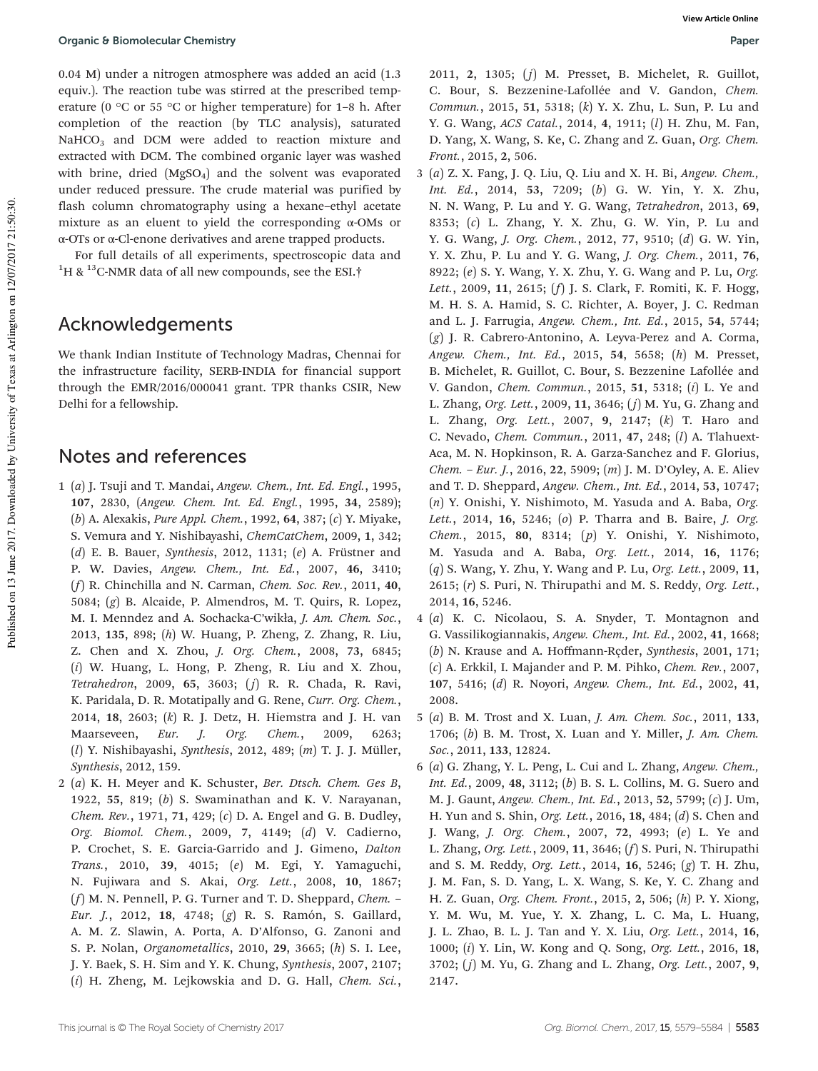0.04 M) under a nitrogen atmosphere was added an acid (1.3 equiv.). The reaction tube was stirred at the prescribed temperature (0 °C or 55 °C or higher temperature) for 1–8 h. After completion of the reaction (by TLC analysis), saturated $NaHCO_3$ and DCM were added to reaction mixture and extracted with DCM. The combined organic layer was washed with brine, dried ($MgSO_4$) and the solvent was evaporated under reduced pressure. The crude material was purified by flash column chromatography using a hexane–ethyl acetate mixture as an eluent to yield the corresponding α-OMs or α-OTs or α-Cl-enone derivatives and arene trapped products.

For full details of all experiments, spectroscopic data and $^1$H & $^{13}$C-NMR data of all new compounds, see the ESI.†

## Acknowledgements

We thank Indian Institute of Technology Madras, Chennai for the infrastructure facility, SERB-INDIA for financial support through the EMR/2016/000041 grant. TPR thanks CSIR, New Delhi for a fellowship.

## Notes and references

1 (*a*) J. Tsuji and T. Mandai, *Angew. Chem., Int. Ed. Engl.*, 1995, **107**, 2830, (*Angew. Chem. Int. Ed. Engl.*, 1995, **34**, 2589); (*b*) A. Alexakis, *Pure Appl. Chem.*, 1992, **64**, 387; (*c*) Y. Miyake, S. Vemura and Y. Nishibayashi, *ChemCatChem*, 2009, **1**, 342; (*d*) E. B. Bauer, *Synthesis*, 2012, 1131; (*e*) A. Früstner and P. W. Davies, *Angew. Chem., Int. Ed.*, 2007, **46**, 3410; (*f*) R. Chinchilla and N. Carman, *Chem. Soc. Rev.*, 2011, **40**, 5084; (*g*) B. Alcaide, P. Almendros, M. T. Quirs, R. Lopez, M. I. Menndez and A. Sochacka-C'wikła, *J. Am. Chem. Soc.*, 2013, **135**, 898; (*h*) W. Huang, P. Zheng, Z. Zhang, R. Liu, Z. Chen and X. Zhou, *J. Org. Chem.*, 2008, **73**, 6845; (*i*) W. Huang, L. Hong, P. Zheng, R. Liu and X. Zhou, *Tetrahedron*, 2009, **65**, 3603; (*j*) R. R. Chada, R. Ravi, K. Paridala, D. R. Motatipally and G. Rene, *Curr. Org. Chem.*, 2014, **18**, 2603; (*k*) R. J. Detz, H. Hiemstra and J. H. van Maarseveen, *Eur. J. Org. Chem.*, 2009, 6263; (*l*) Y. Nishibayashi, *Synthesis*, 2012, 489; (*m*) T. J. J. Müller, *Synthesis*, 2012, 159.

2 (*a*) K. H. Meyer and K. Schuster, *Ber. Dtsch. Chem. Ges B*, 1922, **55**, 819; (*b*) S. Swaminathan and K. V. Narayanan, *Chem. Rev.*, 1971, **71**, 429; (*c*) D. A. Engel and G. B. Dudley, *Org. Biomol. Chem.*, 2009, **7**, 4149; (*d*) V. Cadierno, P. Crochet, S. E. Garcia-Garrido and J. Gimeno, *Dalton Trans.*, 2010, **39**, 4015; (*e*) M. Egi, Y. Yamaguchi, N. Fujiwara and S. Akai, *Org. Lett.*, 2008, **10**, 1867; (*f*) M. N. Pennell, P. G. Turner and T. D. Sheppard, *Chem. – Eur. J.*, 2012, **18**, 4748; (*g*) R. S. Ramón, S. Gaillard, A. M. Z. Slawin, A. Porta, A. D'Alfonso, G. Zanoni and S. P. Nolan, *Organometallics*, 2010, **29**, 3665; (*h*) S. I. Lee, J. Y. Baek, S. H. Sim and Y. K. Chung, *Synthesis*, 2007, 2107; (*i*) H. Zheng, M. Lejkowskia and D. G. Hall, *Chem. Sci.*, 2011, **2**, 1305; (*j*) M. Presset, B. Michelet, R. Guillot, C. Bour, S. Bezzenine-Lafollée and V. Gandon, *Chem. Commun.*, 2015, **51**, 5318; (*k*) Y. X. Zhu, L. Sun, P. Lu and Y. G. Wang, *ACS Catal.*, 2014, **4**, 1911; (*l*) H. Zhu, M. Fan, D. Yang, X. Wang, S. Ke, C. Zhang and Z. Guan, *Org. Chem. Front.*, 2015, **2**, 506.

3 (*a*) Z. X. Fang, J. Q. Liu, Q. Liu and X. H. Bi, *Angew. Chem., Int. Ed.*, 2014, **53**, 7209; (*b*) G. W. Yin, Y. X. Zhu, N. N. Wang, P. Lu and Y. G. Wang, *Tetrahedron*, 2013, **69**, 8353; (*c*) L. Zhang, Y. X. Zhu, G. W. Yin, P. Lu and Y. G. Wang, *J. Org. Chem.*, 2012, **77**, 9510; (*d*) G. W. Yin, Y. X. Zhu, P. Lu and Y. G. Wang, *J. Org. Chem.*, 2011, **76**, 8922; (*e*) S. Y. Wang, Y. X. Zhu, Y. G. Wang and P. Lu, *Org. Lett.*, 2009, **11**, 2615; (*f*) J. S. Clark, F. Romiti, K. F. Hogg, M. H. S. A. Hamid, S. C. Richter, A. Boyer, J. C. Redman and L. J. Farrugia, *Angew. Chem., Int. Ed.*, 2015, **54**, 5744; (*g*) J. R. Cabrero-Antonino, A. Leyva-Perez and A. Corma, *Angew. Chem., Int. Ed.*, 2015, **54**, 5658; (*h*) M. Presset, B. Michelet, R. Guillot, C. Bour, S. Bezzenine Lafollée and V. Gandon, *Chem. Commun.*, 2015, **51**, 5318; (*i*) L. Ye and L. Zhang, *Org. Lett.*, 2009, **11**, 3646; (*j*) M. Yu, G. Zhang and L. Zhang, *Org. Lett.*, 2007, **9**, 2147; (*k*) T. Haro and C. Nevado, *Chem. Commun.*, 2011, **47**, 248; (*l*) A. Tlahuext-Aca, M. N. Hopkinson, R. A. Garza-Sanchez and F. Glorius, *Chem. – Eur. J.*, 2016, **22**, 5909; (*m*) J. M. D'Oyley, A. E. Aliev and T. D. Sheppard, *Angew. Chem., Int. Ed.*, 2014, **53**, 10747; (*n*) Y. Onishi, Y. Nishimoto, M. Yasuda and A. Baba, *Org. Lett.*, 2014, **16**, 5246; (*o*) P. Tharra and B. Baire, *J. Org. Chem.*, 2015, **80**, 8314; (*p*) Y. Onishi, Y. Nishimoto, M. Yasuda and A. Baba, *Org. Lett.*, 2014, **16**, 1176; (*q*) S. Wang, Y. Zhu, Y. Wang and P. Lu, *Org. Lett.*, 2009, **11**, 2615; (*r*) S. Puri, N. Thirupathi and M. S. Reddy, *Org. Lett.*, 2014, **16**, 5246.

4 (*a*) K. C. Nicolaou, S. A. Snyder, T. Montagnon and G. Vassilikogiannakis, *Angew. Chem., Int. Ed.*, 2002, **41**, 1668; (*b*) N. Krause and A. Hoffmann-Rçder, *Synthesis*, 2001, 171; (*c*) A. Erkkil, I. Majander and P. M. Pihko, *Chem. Rev.*, 2007, **107**, 5416; (*d*) R. Noyori, *Angew. Chem., Int. Ed.*, 2002, **41**, 2008.

5 (*a*) B. M. Trost and X. Luan, *J. Am. Chem. Soc.*, 2011, **133**, 1706; (*b*) B. M. Trost, X. Luan and Y. Miller, *J. Am. Chem. Soc.*, 2011, **133**, 12824.

6 (*a*) G. Zhang, Y. L. Peng, L. Cui and L. Zhang, *Angew. Chem., Int. Ed.*, 2009, **48**, 3112; (*b*) B. S. L. Collins, M. G. Suero and M. J. Gaunt, *Angew. Chem., Int. Ed.*, 2013, **52**, 5799; (*c*) J. Um, H. Yun and S. Shin, *Org. Lett.*, 2016, **18**, 484; (*d*) S. Chen and J. Wang, *J. Org. Chem.*, 2007, **72**, 4993; (*e*) L. Ye and L. Zhang, *Org. Lett.*, 2009, **11**, 3646; (*f*) S. Puri, N. Thirupathi and S. M. Reddy, *Org. Lett.*, 2014, **16**, 5246; (*g*) T. H. Zhu, J. M. Fan, S. D. Yang, L. X. Wang, S. Ke, Y. C. Zhang and H. Z. Guan, *Org. Chem. Front.*, 2015, **2**, 506; (*h*) P. Y. Xiong, Y. M. Wu, M. Yue, Y. X. Zhang, L. C. Ma, L. Huang, J. L. Zhao, B. L. J. Tan and Y. X. Liu, *Org. Lett.*, 2014, **16**, 1000; (*i*) Y. Lin, W. Kong and Q. Song, *Org. Lett.*, 2016, **18**, 3702; (*j*) M. Yu, G. Zhang and L. Zhang, *Org. Lett.*, 2007, **9**, 2147.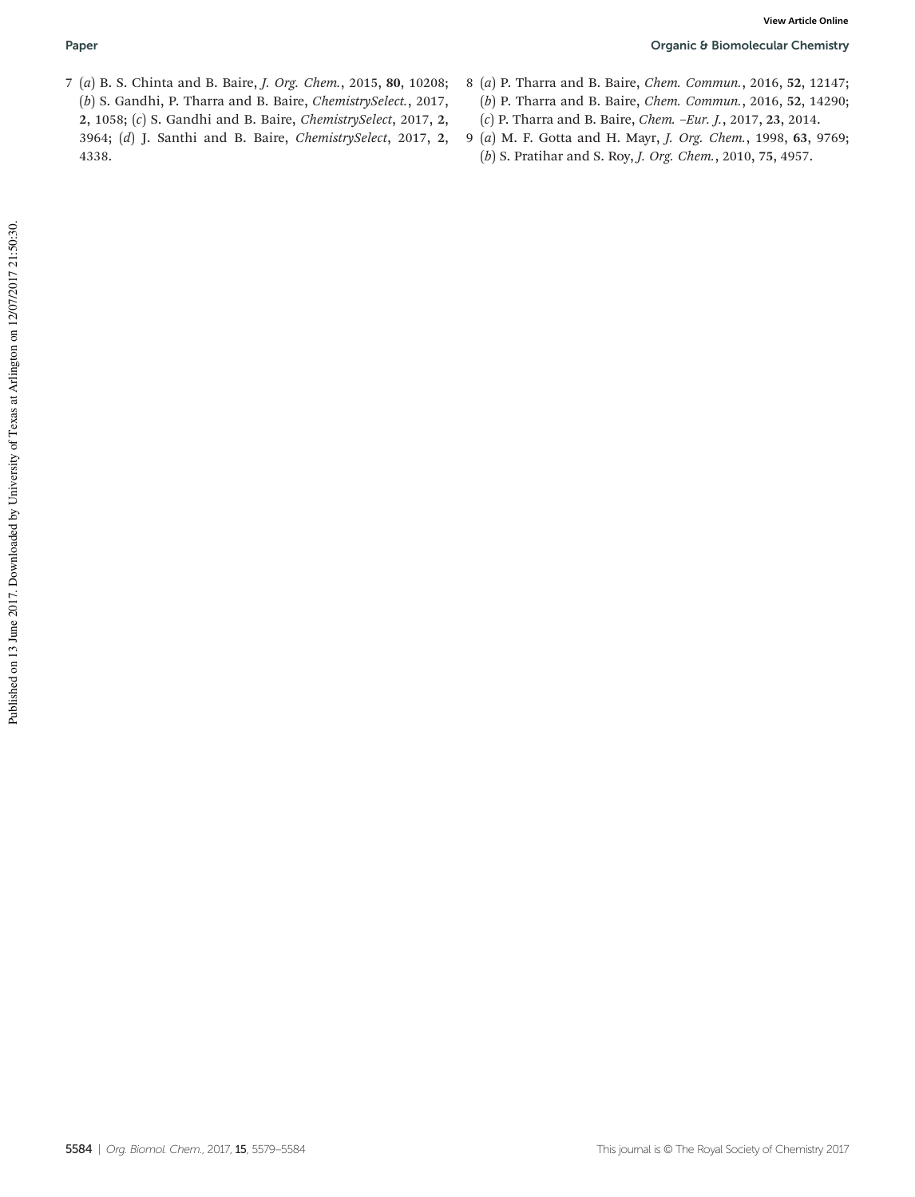7 (*a*) B. S. Chinta and B. Baire, *J. Org. Chem.*, 2015, **80**, 10208; (*b*) S. Gandhi, P. Tharra and B. Baire, *ChemistrySelect.*, 2017, **2**, 1058; (*c*) S. Gandhi and B. Baire, *ChemistrySelect*, 2017, **2**, 3964; (*d*) J. Santhi and B. Baire, *ChemistrySelect*, 2017, **2**, 4338.

8 (*a*) P. Tharra and B. Baire, *Chem. Commun.*, 2016, **52**, 12147; (*b*) P. Tharra and B. Baire, *Chem. Commun.*, 2016, **52**, 14290; (*c*) P. Tharra and B. Baire, *Chem. –Eur. J.*, 2017, **23**, 2014.

9 (*a*) M. F. Gotta and H. Mayr, *J. Org. Chem.*, 1998, **63**, 9769; (*b*) S. Pratihar and S. Roy, *J. Org. Chem.*, 2010, **75**, 4957.